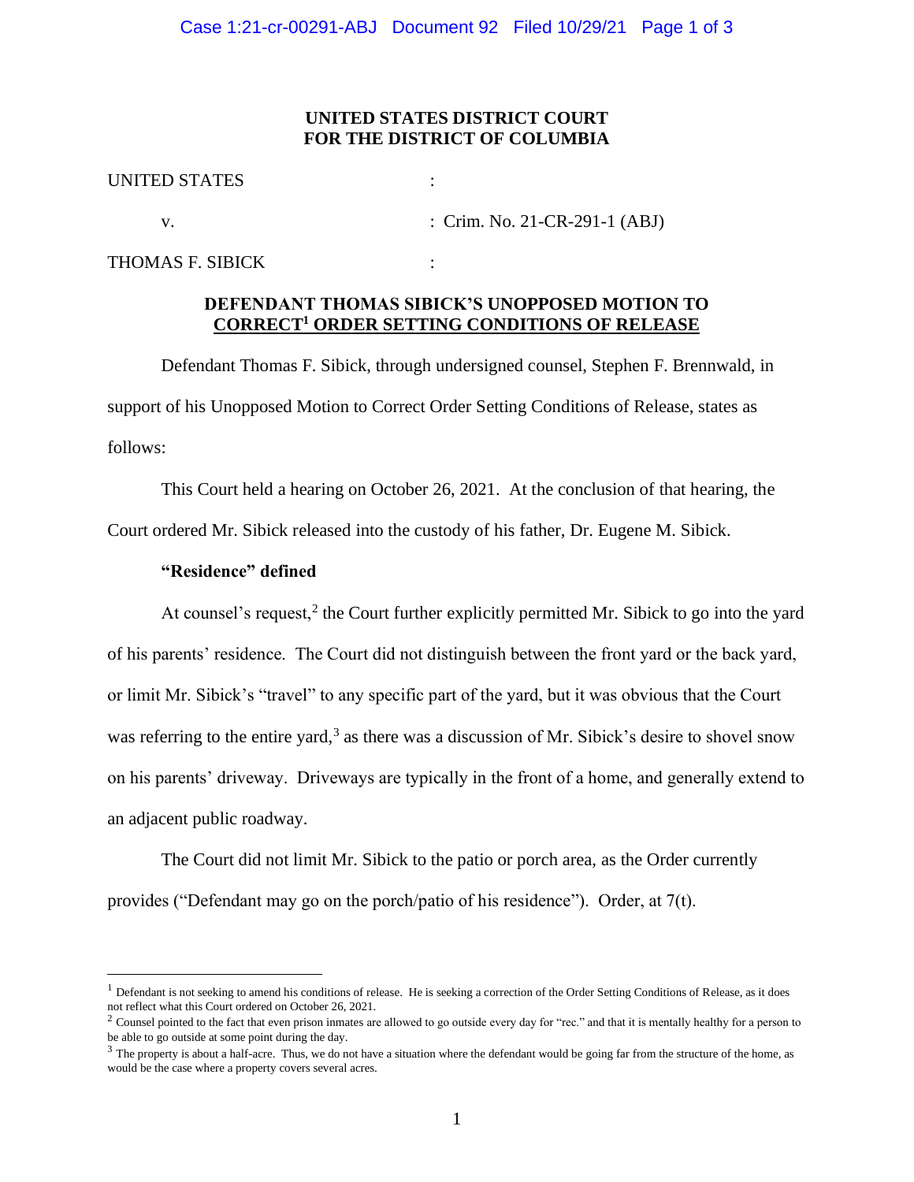**UNITED STATES DISTRICT COURT**
**FOR THE DISTRICT OF COLUMBIA**

UNITED STATES :

v. : Crim. No. 21-CR-291-1 (ABJ)

THOMAS F. SIBICK :

**DEFENDANT THOMAS SIBICK'S UNOPPOSED MOTION TO CORRECT[1] ORDER SETTING CONDITIONS OF RELEASE**

Defendant Thomas F. Sibick, through undersigned counsel, Stephen F. Brennwald, in support of his Unopposed Motion to Correct Order Setting Conditions of Release, states as follows:

This Court held a hearing on October 26, 2021. At the conclusion of that hearing, the Court ordered Mr. Sibick released into the custody of his father, Dr. Eugene M. Sibick.

**"Residence" defined**

At counsel's request,[2] the Court further explicitly permitted Mr. Sibick to go into the yard of his parents' residence. The Court did not distinguish between the front yard or the back yard, or limit Mr. Sibick's "travel" to any specific part of the yard, but it was obvious that the Court was referring to the entire yard,[3] as there was a discussion of Mr. Sibick's desire to shovel snow on his parents' driveway. Driveways are typically in the front of a home, and generally extend to an adjacent public roadway.

The Court did not limit Mr. Sibick to the patio or porch area, as the Order currently provides ("Defendant may go on the porch/patio of his residence"). Order, at 7(t).

---

[1] Defendant is not seeking to amend his conditions of release. He is seeking a correction of the Order Setting Conditions of Release, as it does not reflect what this Court ordered on October 26, 2021.

[2] Counsel pointed to the fact that even prison inmates are allowed to go outside every day for "rec." and that it is mentally healthy for a person to be able to go outside at some point during the day.

[3] The property is about a half-acre. Thus, we do not have a situation where the defendant would be going far from the structure of the home, as would be the case where a property covers several acres.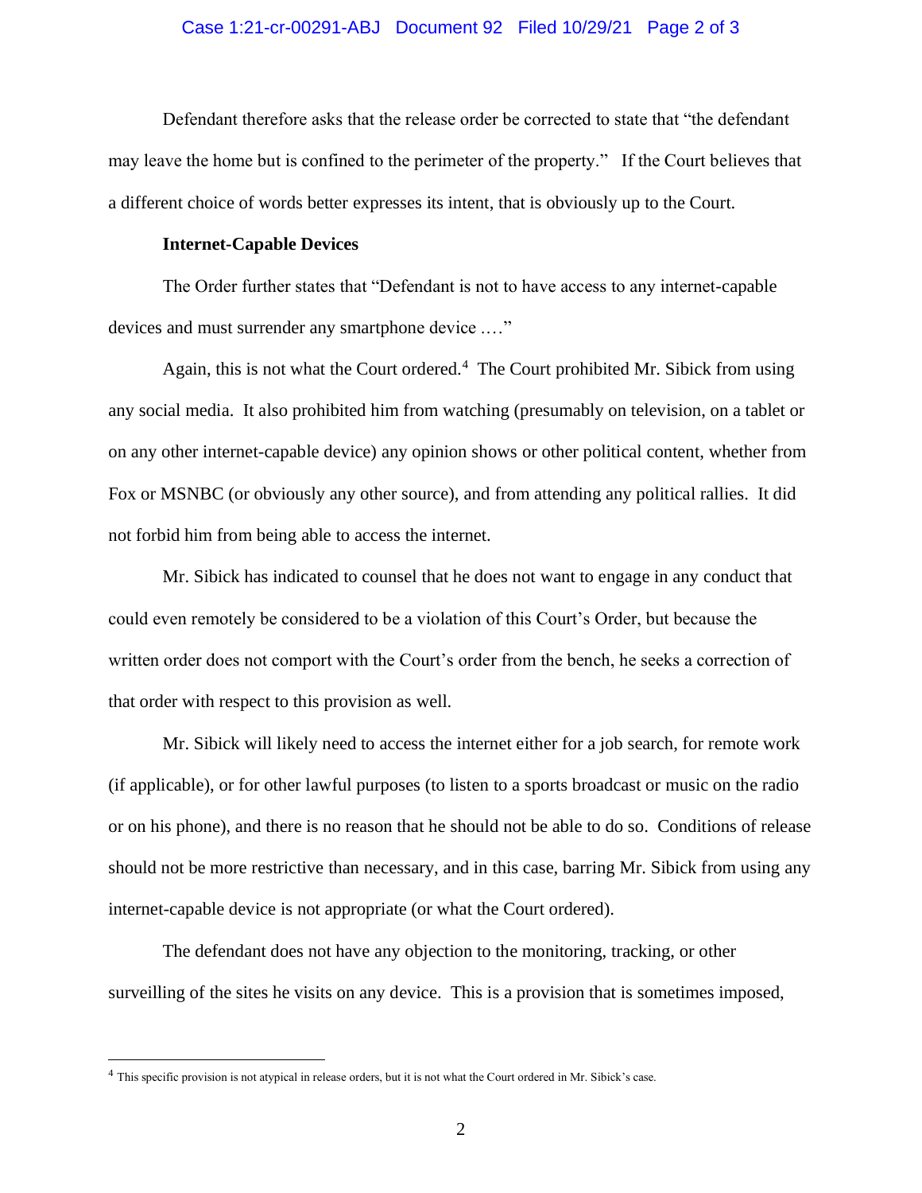Defendant therefore asks that the release order be corrected to state that "the defendant may leave the home but is confined to the perimeter of the property." If the Court believes that a different choice of words better expresses its intent, that is obviously up to the Court.

**Internet-Capable Devices**

The Order further states that "Defendant is not to have access to any internet-capable devices and must surrender any smartphone device …."

Again, this is not what the Court ordered.[4] The Court prohibited Mr. Sibick from using any social media. It also prohibited him from watching (presumably on television, on a tablet or on any other internet-capable device) any opinion shows or other political content, whether from Fox or MSNBC (or obviously any other source), and from attending any political rallies. It did not forbid him from being able to access the internet.

Mr. Sibick has indicated to counsel that he does not want to engage in any conduct that could even remotely be considered to be a violation of this Court's Order, but because the written order does not comport with the Court's order from the bench, he seeks a correction of that order with respect to this provision as well.

Mr. Sibick will likely need to access the internet either for a job search, for remote work (if applicable), or for other lawful purposes (to listen to a sports broadcast or music on the radio or on his phone), and there is no reason that he should not be able to do so. Conditions of release should not be more restrictive than necessary, and in this case, barring Mr. Sibick from using any internet-capable device is not appropriate (or what the Court ordered).

The defendant does not have any objection to the monitoring, tracking, or other surveilling of the sites he visits on any device. This is a provision that is sometimes imposed,

---

[4] This specific provision is not atypical in release orders, but it is not what the Court ordered in Mr. Sibick's case.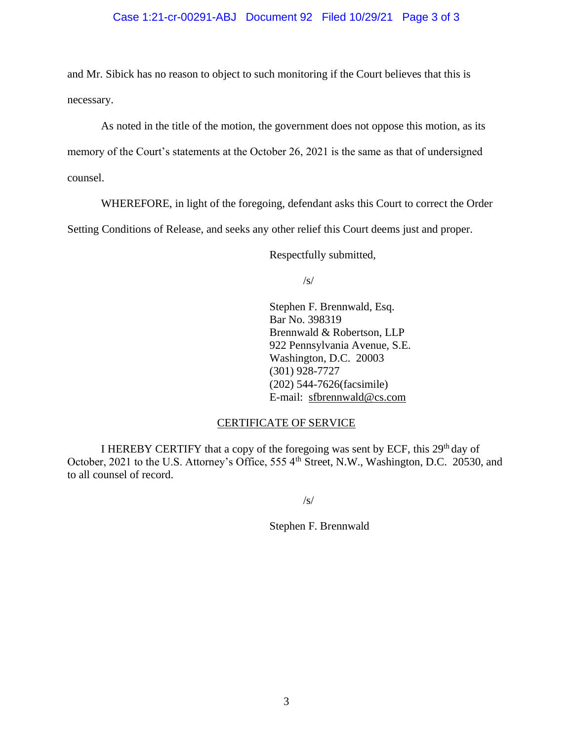and Mr. Sibick has no reason to object to such monitoring if the Court believes that this is necessary.

As noted in the title of the motion, the government does not oppose this motion, as its memory of the Court's statements at the October 26, 2021 is the same as that of undersigned counsel.

WHEREFORE, in light of the foregoing, defendant asks this Court to correct the Order Setting Conditions of Release, and seeks any other relief this Court deems just and proper.

Respectfully submitted,

/s/

Stephen F. Brennwald, Esq.
Bar No. 398319
Brennwald & Robertson, LLP
922 Pennsylvania Avenue, S.E.
Washington, D.C. 20003
(301) 928-7727
(202) 544-7626(facsimile)
E-mail: sfbrennwald@cs.com

CERTIFICATE OF SERVICE

I HEREBY CERTIFY that a copy of the foregoing was sent by ECF, this 29th day of October, 2021 to the U.S. Attorney's Office, 555 4th Street, N.W., Washington, D.C. 20530, and to all counsel of record.

/s/

Stephen F. Brennwald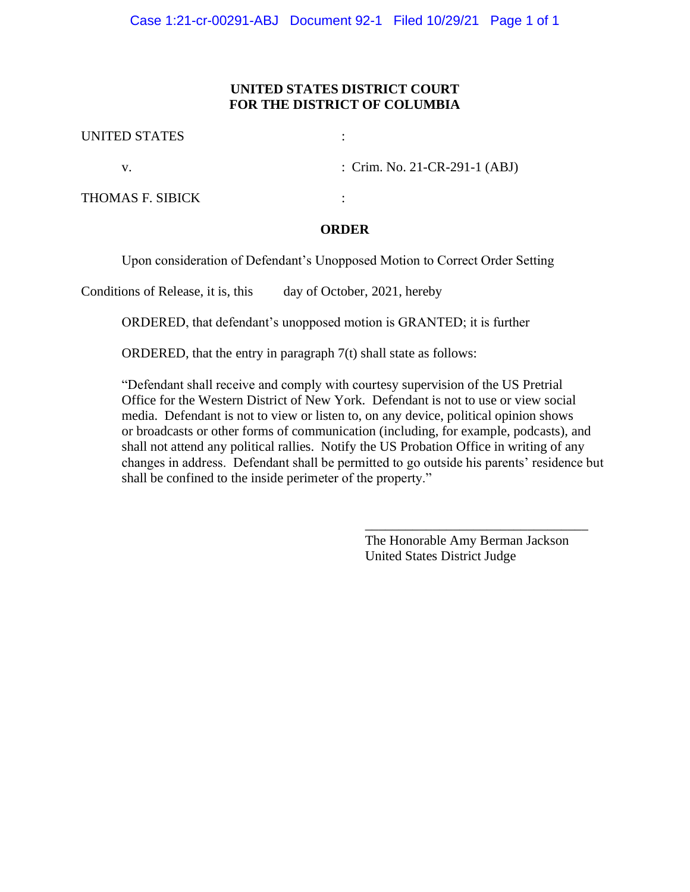**UNITED STATES DISTRICT COURT**
**FOR THE DISTRICT OF COLUMBIA**

UNITED STATES :

v. : Crim. No. 21-CR-291-1 (ABJ)

THOMAS F. SIBICK :

**ORDER**

Upon consideration of Defendant's Unopposed Motion to Correct Order Setting Conditions of Release, it is, this day of October, 2021, hereby

ORDERED, that defendant's unopposed motion is GRANTED; it is further

ORDERED, that the entry in paragraph 7(t) shall state as follows:

> "Defendant shall receive and comply with courtesy supervision of the US Pretrial Office for the Western District of New York. Defendant is not to use or view social media. Defendant is not to view or listen to, on any device, political opinion shows or broadcasts or other forms of communication (including, for example, podcasts), and shall not attend any political rallies. Notify the US Probation Office in writing of any changes in address. Defendant shall be permitted to go outside his parents' residence but shall be confined to the inside perimeter of the property."

\_\_\_\_\_\_\_\_\_\_\_\_\_\_\_\_\_\_\_\_\_\_\_\_\_\_\_\_\_\_\_\_
The Honorable Amy Berman Jackson
United States District Judge